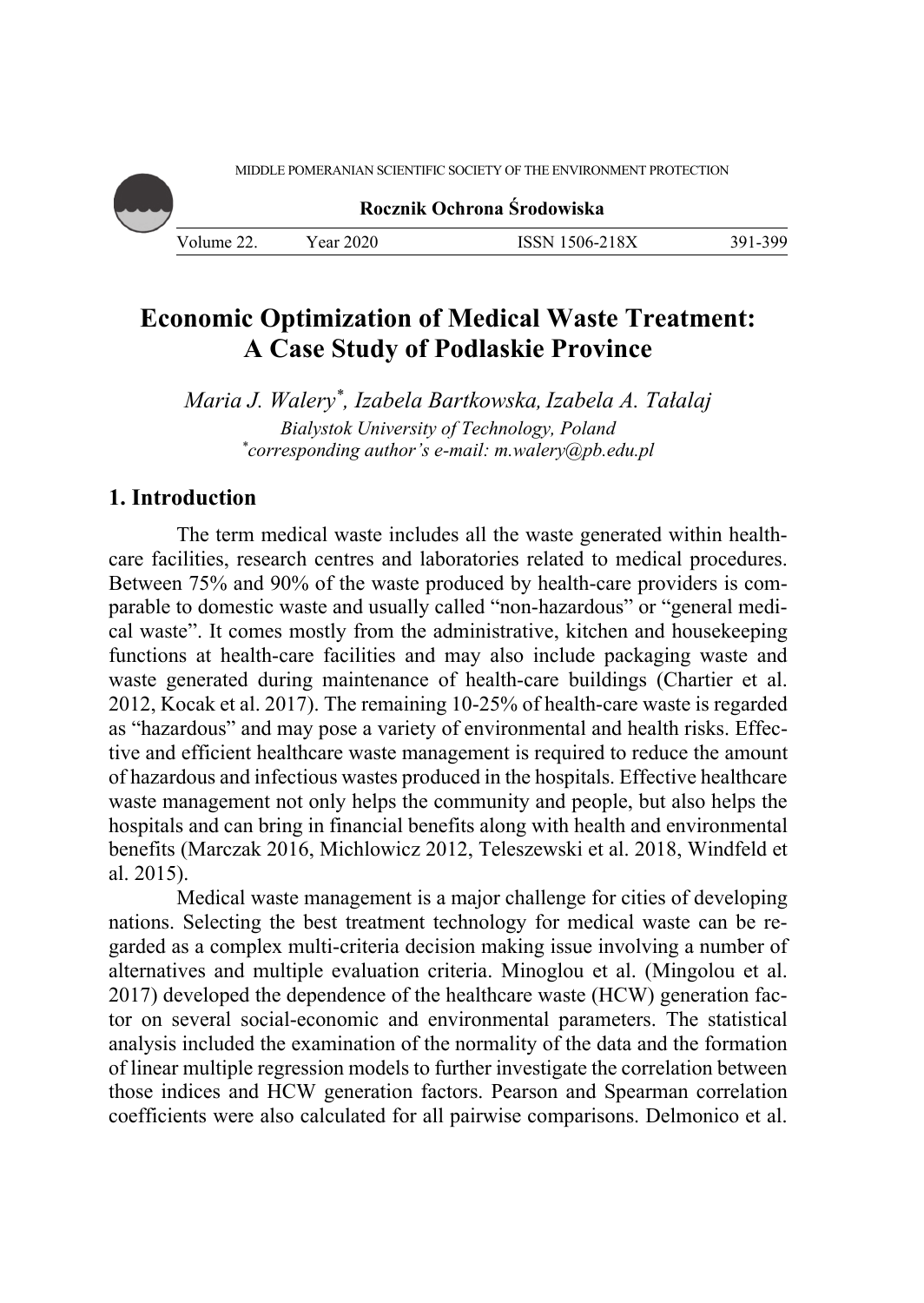# Economic Optimization of Medical Waste Treatment: A Case Study of Podlaskie Province

*Maria J. Walery[\*], Izabela Bartkowska, Izabela A. Tałalaj*

*Bialystok University of Technology, Poland*

*[\*]corresponding author's e-mail: m.walery@pb.edu.pl*

## 1. Introduction

The term medical waste includes all the waste generated within health-care facilities, research centres and laboratories related to medical procedures. Between 75% and 90% of the waste produced by health-care providers is comparable to domestic waste and usually called "non-hazardous" or "general medical waste". It comes mostly from the administrative, kitchen and housekeeping functions at health-care facilities and may also include packaging waste and waste generated during maintenance of health-care buildings (Chartier et al. 2012, Kocak et al. 2017). The remaining 10-25% of health-care waste is regarded as "hazardous" and may pose a variety of environmental and health risks. Effective and efficient healthcare waste management is required to reduce the amount of hazardous and infectious wastes produced in the hospitals. Effective healthcare waste management not only helps the community and people, but also helps the hospitals and can bring in financial benefits along with health and environmental benefits (Marczak 2016, Michlowicz 2012, Teleszewski et al. 2018, Windfeld et al. 2015).

Medical waste management is a major challenge for cities of developing nations. Selecting the best treatment technology for medical waste can be regarded as a complex multi-criteria decision making issue involving a number of alternatives and multiple evaluation criteria. Minoglou et al. (Mingolou et al. 2017) developed the dependence of the healthcare waste (HCW) generation factor on several social-economic and environmental parameters. The statistical analysis included the examination of the normality of the data and the formation of linear multiple regression models to further investigate the correlation between those indices and HCW generation factors. Pearson and Spearman correlation coefficients were also calculated for all pairwise comparisons. Delmonico et al.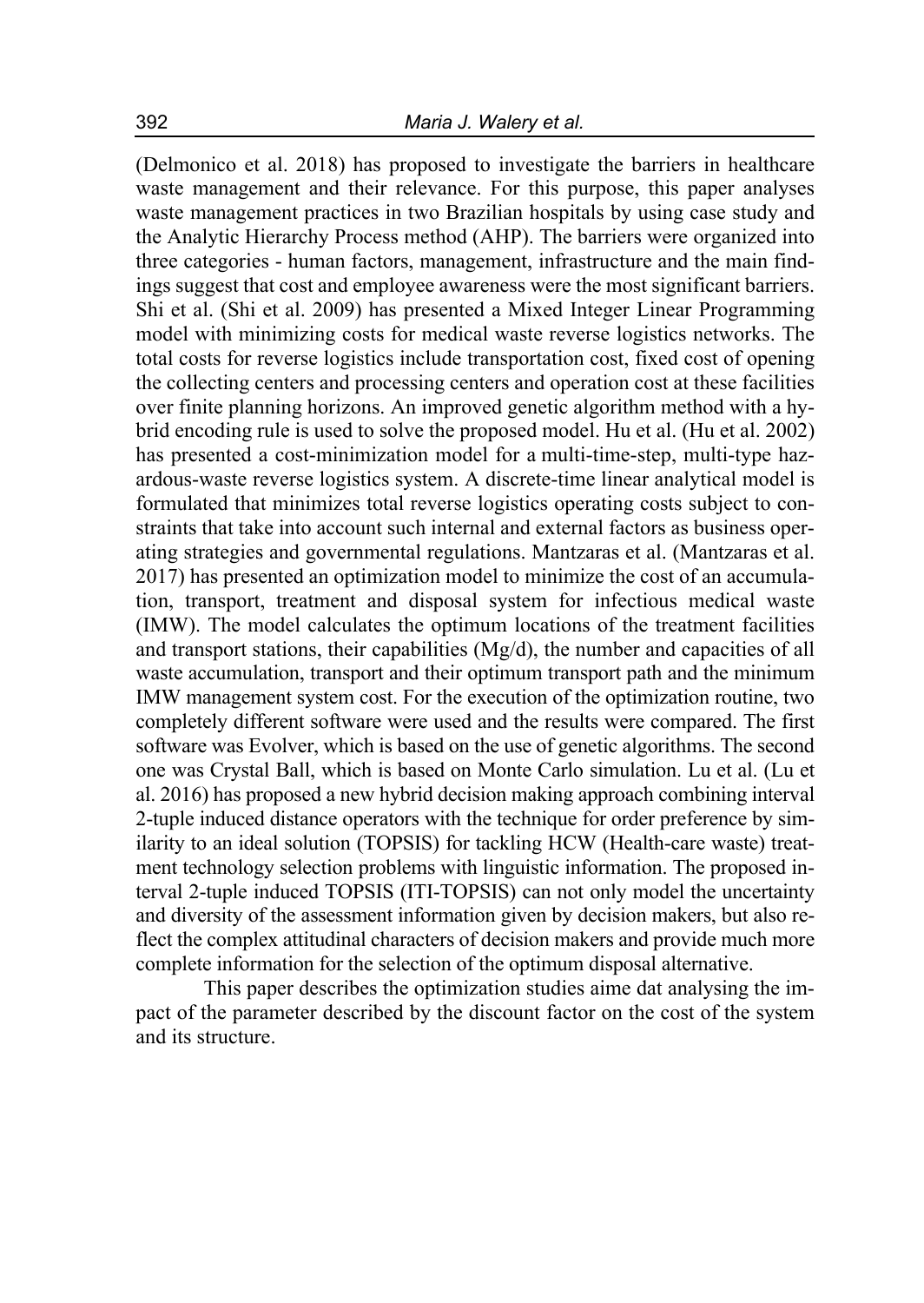(Delmonico et al. 2018) has proposed to investigate the barriers in healthcare waste management and their relevance. For this purpose, this paper analyses waste management practices in two Brazilian hospitals by using case study and the Analytic Hierarchy Process method (AHP). The barriers were organized into three categories - human factors, management, infrastructure and the main findings suggest that cost and employee awareness were the most significant barriers. Shi et al. (Shi et al. 2009) has presented a Mixed Integer Linear Programming model with minimizing costs for medical waste reverse logistics networks. The total costs for reverse logistics include transportation cost, fixed cost of opening the collecting centers and processing centers and operation cost at these facilities over finite planning horizons. An improved genetic algorithm method with a hybrid encoding rule is used to solve the proposed model. Hu et al. (Hu et al. 2002) has presented a cost-minimization model for a multi-time-step, multi-type hazardous-waste reverse logistics system. A discrete-time linear analytical model is formulated that minimizes total reverse logistics operating costs subject to constraints that take into account such internal and external factors as business operating strategies and governmental regulations. Mantzaras et al. (Mantzaras et al. 2017) has presented an optimization model to minimize the cost of an accumulation, transport, treatment and disposal system for infectious medical waste (IMW). The model calculates the optimum locations of the treatment facilities and transport stations, their capabilities (Mg/d), the number and capacities of all waste accumulation, transport and their optimum transport path and the minimum IMW management system cost. For the execution of the optimization routine, two completely different software were used and the results were compared. The first software was Evolver, which is based on the use of genetic algorithms. The second one was Crystal Ball, which is based on Monte Carlo simulation. Lu et al. (Lu et al. 2016) has proposed a new hybrid decision making approach combining interval 2-tuple induced distance operators with the technique for order preference by similarity to an ideal solution (TOPSIS) for tackling HCW (Health-care waste) treatment technology selection problems with linguistic information. The proposed interval 2-tuple induced TOPSIS (ITI-TOPSIS) can not only model the uncertainty and diversity of the assessment information given by decision makers, but also reflect the complex attitudinal characters of decision makers and provide much more complete information for the selection of the optimum disposal alternative.

This paper describes the optimization studies aime dat analysing the impact of the parameter described by the discount factor on the cost of the system and its structure.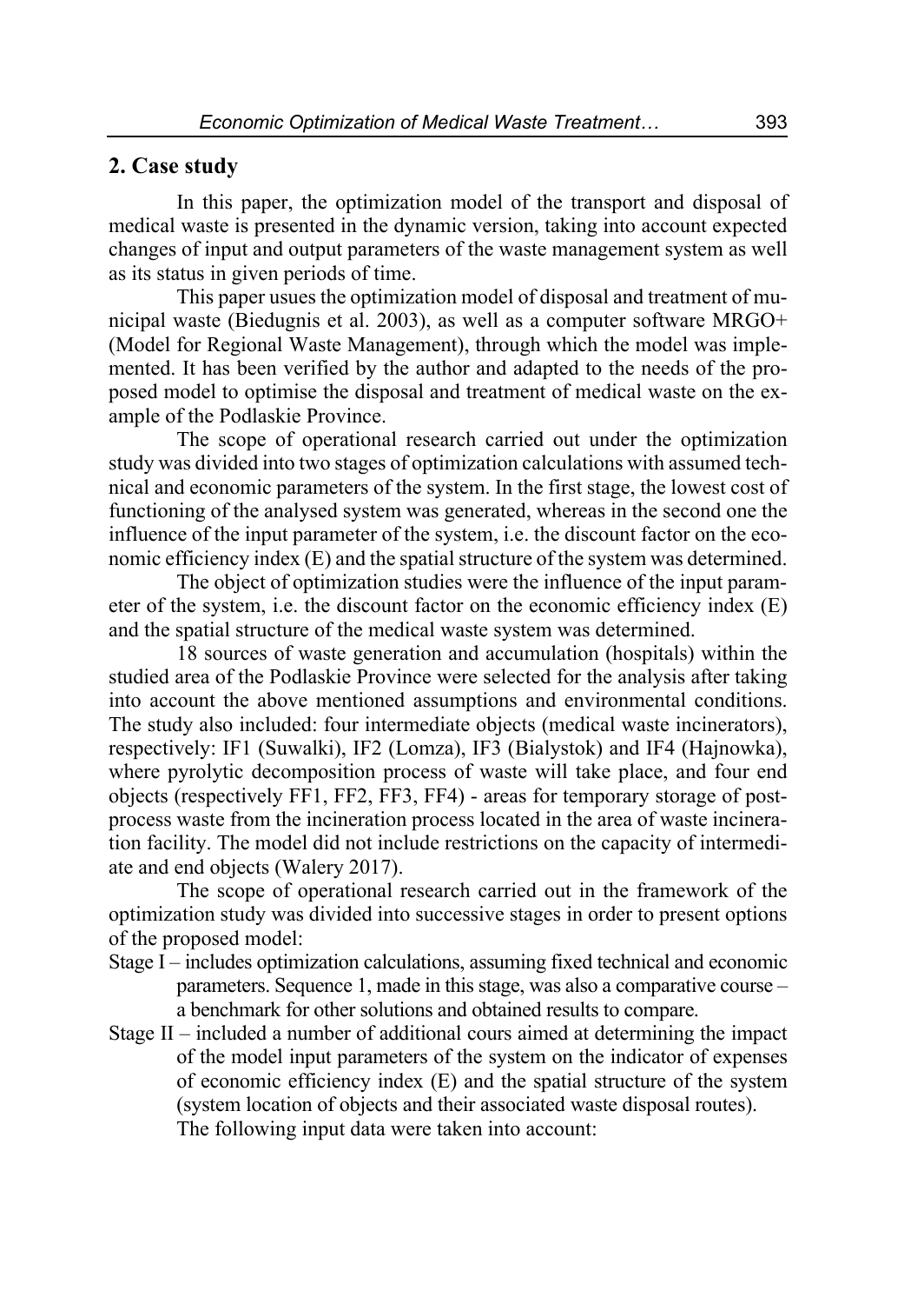## 2. Case study

In this paper, the optimization model of the transport and disposal of medical waste is presented in the dynamic version, taking into account expected changes of input and output parameters of the waste management system as well as its status in given periods of time.

This paper usues the optimization model of disposal and treatment of municipal waste (Biedugnis et al. 2003), as well as a computer software MRGO+ (Model for Regional Waste Management), through which the model was implemented. It has been verified by the author and adapted to the needs of the proposed model to optimise the disposal and treatment of medical waste on the example of the Podlaskie Province.

The scope of operational research carried out under the optimization study was divided into two stages of optimization calculations with assumed technical and economic parameters of the system. In the first stage, the lowest cost of functioning of the analysed system was generated, whereas in the second one the influence of the input parameter of the system, i.e. the discount factor on the economic efficiency index (E) and the spatial structure of the system was determined.

The object of optimization studies were the influence of the input parameter of the system, i.e. the discount factor on the economic efficiency index (E) and the spatial structure of the medical waste system was determined.

18 sources of waste generation and accumulation (hospitals) within the studied area of the Podlaskie Province were selected for the analysis after taking into account the above mentioned assumptions and environmental conditions. The study also included: four intermediate objects (medical waste incinerators), respectively: IF1 (Suwalki), IF2 (Lomza), IF3 (Bialystok) and IF4 (Hajnowka), where pyrolytic decomposition process of waste will take place, and four end objects (respectively FF1, FF2, FF3, FF4) - areas for temporary storage of post-process waste from the incineration process located in the area of waste incineration facility. The model did not include restrictions on the capacity of intermediate and end objects (Walery 2017).

The scope of operational research carried out in the framework of the optimization study was divided into successive stages in order to present options of the proposed model:

Stage I – includes optimization calculations, assuming fixed technical and economic parameters. Sequence 1, made in this stage, was also a comparative course – a benchmark for other solutions and obtained results to compare.

Stage II – included a number of additional cours aimed at determining the impact of the model input parameters of the system on the indicator of expenses of economic efficiency index (E) and the spatial structure of the system (system location of objects and their associated waste disposal routes).

The following input data were taken into account: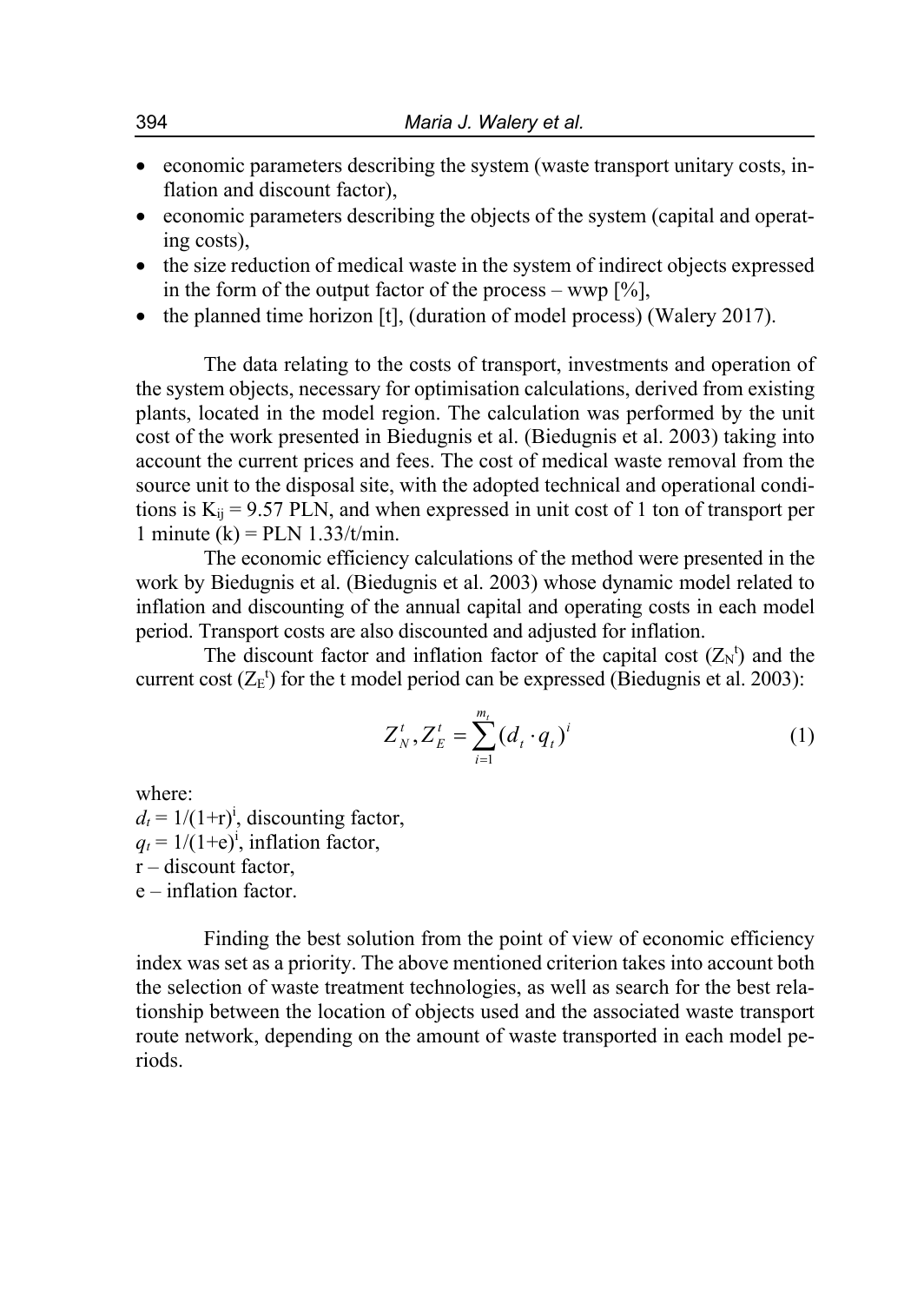- economic parameters describing the system (waste transport unitary costs, inflation and discount factor),
- economic parameters describing the objects of the system (capital and operating costs),
- the size reduction of medical waste in the system of indirect objects expressed in the form of the output factor of the process – wwp [%],
- the planned time horizon [t], (duration of model process) (Walery 2017).

The data relating to the costs of transport, investments and operation of the system objects, necessary for optimisation calculations, derived from existing plants, located in the model region. The calculation was performed by the unit cost of the work presented in Biedugnis et al. (Biedugnis et al. 2003) taking into account the current prices and fees. The cost of medical waste removal from the source unit to the disposal site, with the adopted technical and operational conditions is $K_{ij}$ = 9.57 PLN, and when expressed in unit cost of 1 ton of transport per 1 minute (k) = PLN 1.33/t/min.

The economic efficiency calculations of the method were presented in the work by Biedugnis et al. (Biedugnis et al. 2003) whose dynamic model related to inflation and discounting of the annual capital and operating costs in each model period. Transport costs are also discounted and adjusted for inflation.

The discount factor and inflation factor of the capital cost ($Z_N^t$) and the current cost ($Z_E^t$) for the t model period can be expressed (Biedugnis et al. 2003):

$$Z_N^t, Z_E^t = \sum_{i=1}^{m_t} (d_t \cdot q_t)^i \tag{1}$$

where:
$d_t = 1/(1+r)^i$, discounting factor,
$q_t = 1/(1+e)^i$, inflation factor,
r – discount factor,
e – inflation factor.

Finding the best solution from the point of view of economic efficiency index was set as a priority. The above mentioned criterion takes into account both the selection of waste treatment technologies, as well as search for the best relationship between the location of objects used and the associated waste transport route network, depending on the amount of waste transported in each model periods.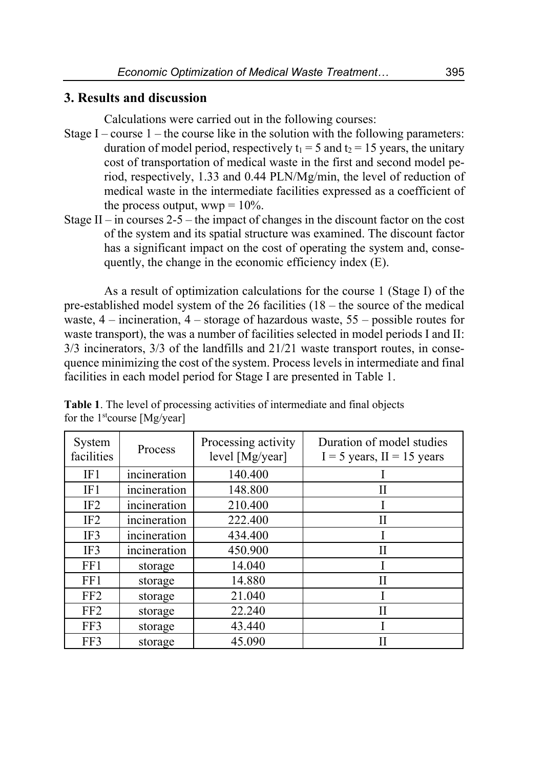## 3. Results and discussion

Calculations were carried out in the following courses:

Stage I – course 1 – the course like in the solution with the following parameters: duration of model period, respectively $t_1 = 5$ and $t_2 = 15$ years, the unitary cost of transportation of medical waste in the first and second model period, respectively, 1.33 and 0.44 PLN/Mg/min, the level of reduction of medical waste in the intermediate facilities expressed as a coefficient of the process output, wwp = 10%.

Stage II – in courses 2-5 – the impact of changes in the discount factor on the cost of the system and its spatial structure was examined. The discount factor has a significant impact on the cost of operating the system and, consequently, the change in the economic efficiency index (E).

As a result of optimization calculations for the course 1 (Stage I) of the pre-established model system of the 26 facilities (18 – the source of the medical waste, 4 – incineration, 4 – storage of hazardous waste, 55 – possible routes for waste transport), the was a number of facilities selected in model periods I and II: 3/3 incinerators, 3/3 of the landfills and 21/21 waste transport routes, in consequence minimizing the cost of the system. Process levels in intermediate and final facilities in each model period for Stage I are presented in Table 1.

**Table 1**. The level of processing activities of intermediate and final objects for the 1[st]course [Mg/year]

| System facilities | Process | Processing activity level [Mg/year] | Duration of model studies I = 5 years, II = 15 years |
|---|---|---|---|
| IF1 | incineration | 140.400 | I |
| IF1 | incineration | 148.800 | II |
| IF2 | incineration | 210.400 | I |
| IF2 | incineration | 222.400 | II |
| IF3 | incineration | 434.400 | I |
| IF3 | incineration | 450.900 | II |
| FF1 | storage | 14.040 | I |
| FF1 | storage | 14.880 | II |
| FF2 | storage | 21.040 | I |
| FF2 | storage | 22.240 | II |
| FF3 | storage | 43.440 | I |
| FF3 | storage | 45.090 | II |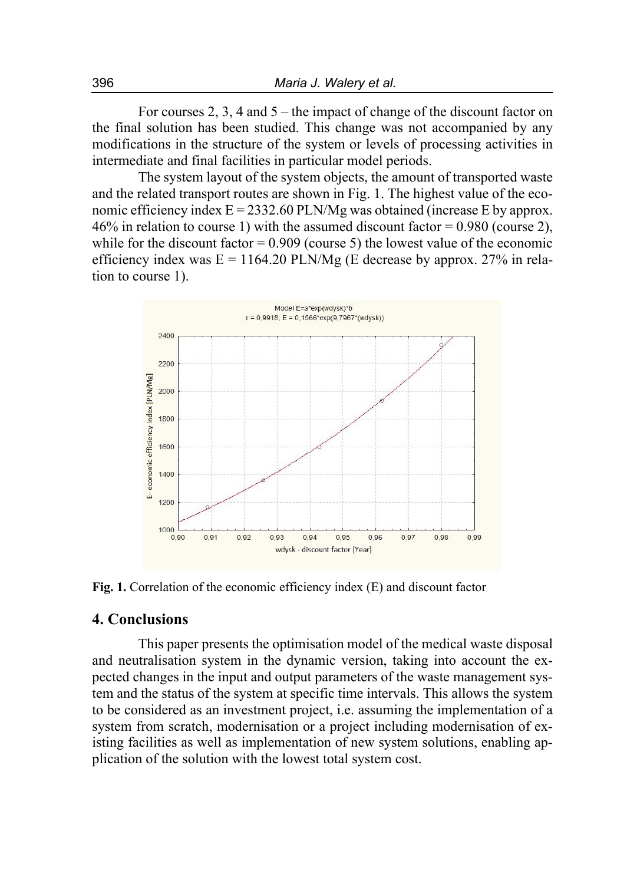For courses 2, 3, 4 and 5 – the impact of change of the discount factor on the final solution has been studied. This change was not accompanied by any modifications in the structure of the system or levels of processing activities in intermediate and final facilities in particular model periods.

The system layout of the system objects, the amount of transported waste and the related transport routes are shown in Fig. 1. The highest value of the economic efficiency index E = 2332.60 PLN/Mg was obtained (increase E by approx. 46% in relation to course 1) with the assumed discount factor = 0.980 (course 2), while for the discount factor = 0.909 (course 5) the lowest value of the economic efficiency index was E = 1164.20 PLN/Mg (E decrease by approx. 27% in relation to course 1).

**Fig. 1.** Correlation of the economic efficiency index (E) and discount factor

## 4. Conclusions

This paper presents the optimisation model of the medical waste disposal and neutralisation system in the dynamic version, taking into account the expected changes in the input and output parameters of the waste management system and the status of the system at specific time intervals. This allows the system to be considered as an investment project, i.e. assuming the implementation of a system from scratch, modernisation or a project including modernisation of existing facilities as well as implementation of new system solutions, enabling application of the solution with the lowest total system cost.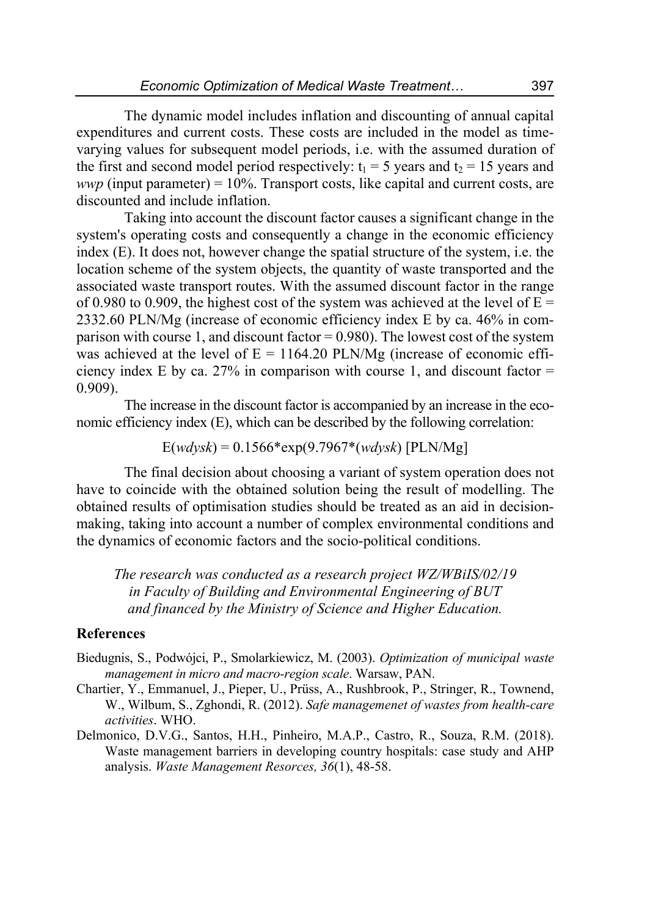The dynamic model includes inflation and discounting of annual capital expenditures and current costs. These costs are included in the model as time-varying values for subsequent model periods, i.e. with the assumed duration of the first and second model period respectively: $t_1 = 5$ years and $t_2 = 15$ years and *wwp* (input parameter) = 10%. Transport costs, like capital and current costs, are discounted and include inflation.

Taking into account the discount factor causes a significant change in the system's operating costs and consequently a change in the economic efficiency index (E). It does not, however change the spatial structure of the system, i.e. the location scheme of the system objects, the quantity of waste transported and the associated waste transport routes. With the assumed discount factor in the range of 0.980 to 0.909, the highest cost of the system was achieved at the level of E = 2332.60 PLN/Mg (increase of economic efficiency index E by ca. 46% in comparison with course 1, and discount factor = 0.980). The lowest cost of the system was achieved at the level of E = 1164.20 PLN/Mg (increase of economic efficiency index E by ca. 27% in comparison with course 1, and discount factor = 0.909).

The increase in the discount factor is accompanied by an increase in the economic efficiency index (E), which can be described by the following correlation:

$$E(wdysk) = 0.1566 \cdot \exp(9.7967 \cdot (wdysk)) \text{ [PLN/Mg]}$$

The final decision about choosing a variant of system operation does not have to coincide with the obtained solution being the result of modelling. The obtained results of optimisation studies should be treated as an aid in decision-making, taking into account a number of complex environmental conditions and the dynamics of economic factors and the socio-political conditions.

*The research was conducted as a research project WZ/WBiIS/02/19 in Faculty of Building and Environmental Engineering of BUT and financed by the Ministry of Science and Higher Education.*

## References

Biedugnis, S., Podwójci, P., Smolarkiewicz, M. (2003). *Optimization of municipal waste management in micro and macro-region scale*. Warsaw, PAN.

Chartier, Y., Emmanuel, J., Pieper, U., Prüss, A., Rushbrook, P., Stringer, R., Townend, W., Wilbum, S., Zghondi, R. (2012). *Safe managemenet of wastes from health-care activities*. WHO.

Delmonico, D.V.G., Santos, H.H., Pinheiro, M.A.P., Castro, R., Souza, R.M. (2018). Waste management barriers in developing country hospitals: case study and AHP analysis. *Waste Management Resorces, 36*(1), 48-58.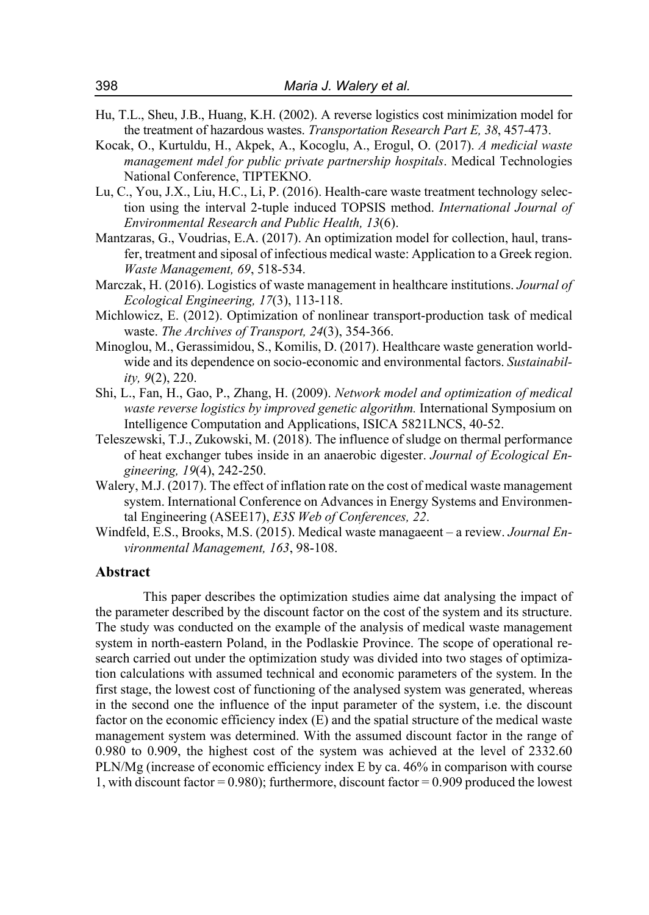Hu, T.L., Sheu, J.B., Huang, K.H. (2002). A reverse logistics cost minimization model for the treatment of hazardous wastes. *Transportation Research Part E, 38*, 457-473.

Kocak, O., Kurtuldu, H., Akpek, A., Kocoglu, A., Erogul, O. (2017). *A medicial waste management mdel for public private partnership hospitals*. Medical Technologies National Conference, TIPTEKNO.

Lu, C., You, J.X., Liu, H.C., Li, P. (2016). Health-care waste treatment technology selection using the interval 2-tuple induced TOPSIS method. *International Journal of Environmental Research and Public Health, 13*(6).

Mantzaras, G., Voudrias, E.A. (2017). An optimization model for collection, haul, transfer, treatment and siposal of infectious medical waste: Application to a Greek region. *Waste Management, 69*, 518-534.

Marczak, H. (2016). Logistics of waste management in healthcare institutions. *Journal of Ecological Engineering, 17*(3), 113-118.

Michlowicz, E. (2012). Optimization of nonlinear transport-production task of medical waste. *The Archives of Transport, 24*(3), 354-366.

Minoglou, M., Gerassimidou, S., Komilis, D. (2017). Healthcare waste generation worldwide and its dependence on socio-economic and environmental factors. *Sustainability, 9*(2), 220.

Shi, L., Fan, H., Gao, P., Zhang, H. (2009). *Network model and optimization of medical waste reverse logistics by improved genetic algorithm.* International Symposium on Intelligence Computation and Applications, ISICA 5821LNCS, 40-52.

Teleszewski, T.J., Zukowski, M. (2018). The influence of sludge on thermal performance of heat exchanger tubes inside in an anaerobic digester. *Journal of Ecological Engineering, 19*(4), 242-250.

Walery, M.J. (2017). The effect of inflation rate on the cost of medical waste management system. International Conference on Advances in Energy Systems and Environmental Engineering (ASEE17), *E3S Web of Conferences, 22*.

Windfeld, E.S., Brooks, M.S. (2015). Medical waste managaeent – a review. *Journal Environmental Management, 163*, 98-108.

## Abstract

This paper describes the optimization studies aime dat analysing the impact of the parameter described by the discount factor on the cost of the system and its structure. The study was conducted on the example of the analysis of medical waste management system in north-eastern Poland, in the Podlaskie Province. The scope of operational research carried out under the optimization study was divided into two stages of optimization calculations with assumed technical and economic parameters of the system. In the first stage, the lowest cost of functioning of the analysed system was generated, whereas in the second one the influence of the input parameter of the system, i.e. the discount factor on the economic efficiency index (E) and the spatial structure of the medical waste management system was determined. With the assumed discount factor in the range of 0.980 to 0.909, the highest cost of the system was achieved at the level of 2332.60 PLN/Mg (increase of economic efficiency index E by ca. 46% in comparison with course 1, with discount factor = 0.980); furthermore, discount factor = 0.909 produced the lowest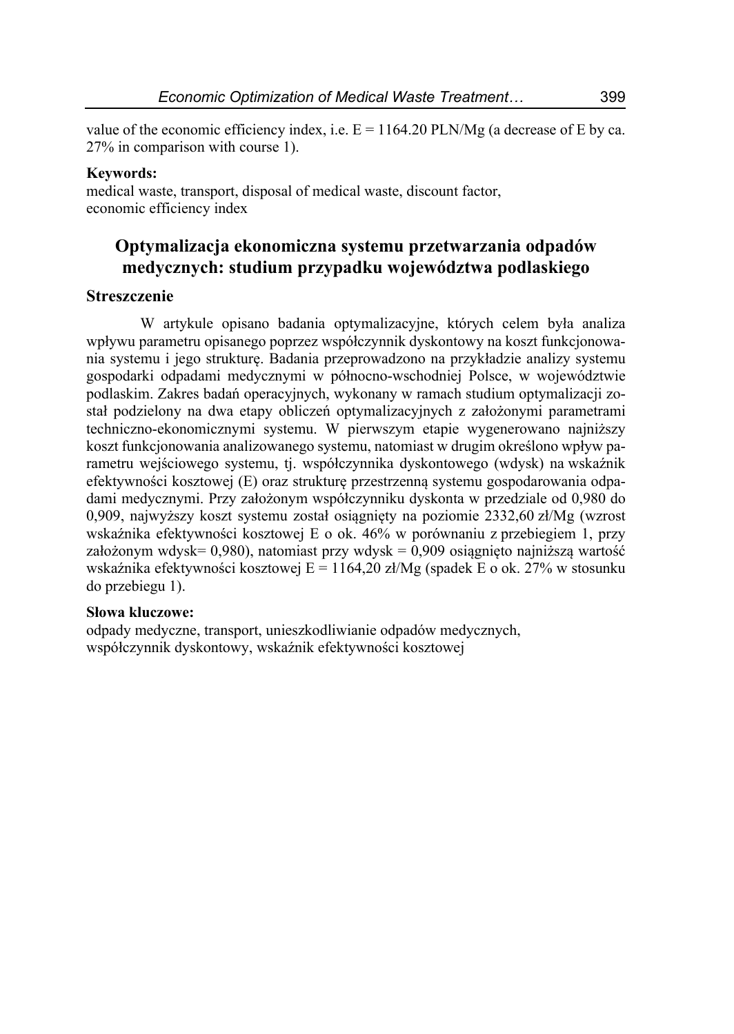value of the economic efficiency index, i.e. E = 1164.20 PLN/Mg (a decrease of E by ca. 27% in comparison with course 1).

**Keywords:**
medical waste, transport, disposal of medical waste, discount factor, economic efficiency index

## Optymalizacja ekonomiczna systemu przetwarzania odpadów medycznych: studium przypadku województwa podlaskiego

### Streszczenie

W artykule opisano badania optymalizacyjne, których celem była analiza wpływu parametru opisanego poprzez współczynnik dyskontowy na koszt funkcjonowania systemu i jego strukturę. Badania przeprowadzono na przykładzie analizy systemu gospodarki odpadami medycznymi w północno-wschodniej Polsce, w województwie podlaskim. Zakres badań operacyjnych, wykonany w ramach studium optymalizacji został podzielony na dwa etapy obliczeń optymalizacyjnych z założonymi parametrami techniczno-ekonomicznymi systemu. W pierwszym etapie wygenerowano najniższy koszt funkcjonowania analizowanego systemu, natomiast w drugim określono wpływ parametru wejściowego systemu, tj. współczynnika dyskontowego (wdysk) na wskaźnik efektywności kosztowej (E) oraz strukturę przestrzenną systemu gospodarowania odpadami medycznymi. Przy założonym współczynniku dyskonta w przedziale od 0,980 do 0,909, najwyższy koszt systemu został osiągnięty na poziomie 2332,60 zł/Mg (wzrost wskaźnika efektywności kosztowej E o ok. 46% w porównaniu z przebiegiem 1, przy założonym wdysk= 0,980), natomiast przy wdysk = 0,909 osiągnięto najniższą wartość wskaźnika efektywności kosztowej E = 1164,20 zł/Mg (spadek E o ok. 27% w stosunku do przebiegu 1).

**Słowa kluczowe:**
odpady medyczne, transport, unieszkodliwianie odpadów medycznych, współczynnik dyskontowy, wskaźnik efektywności kosztowej